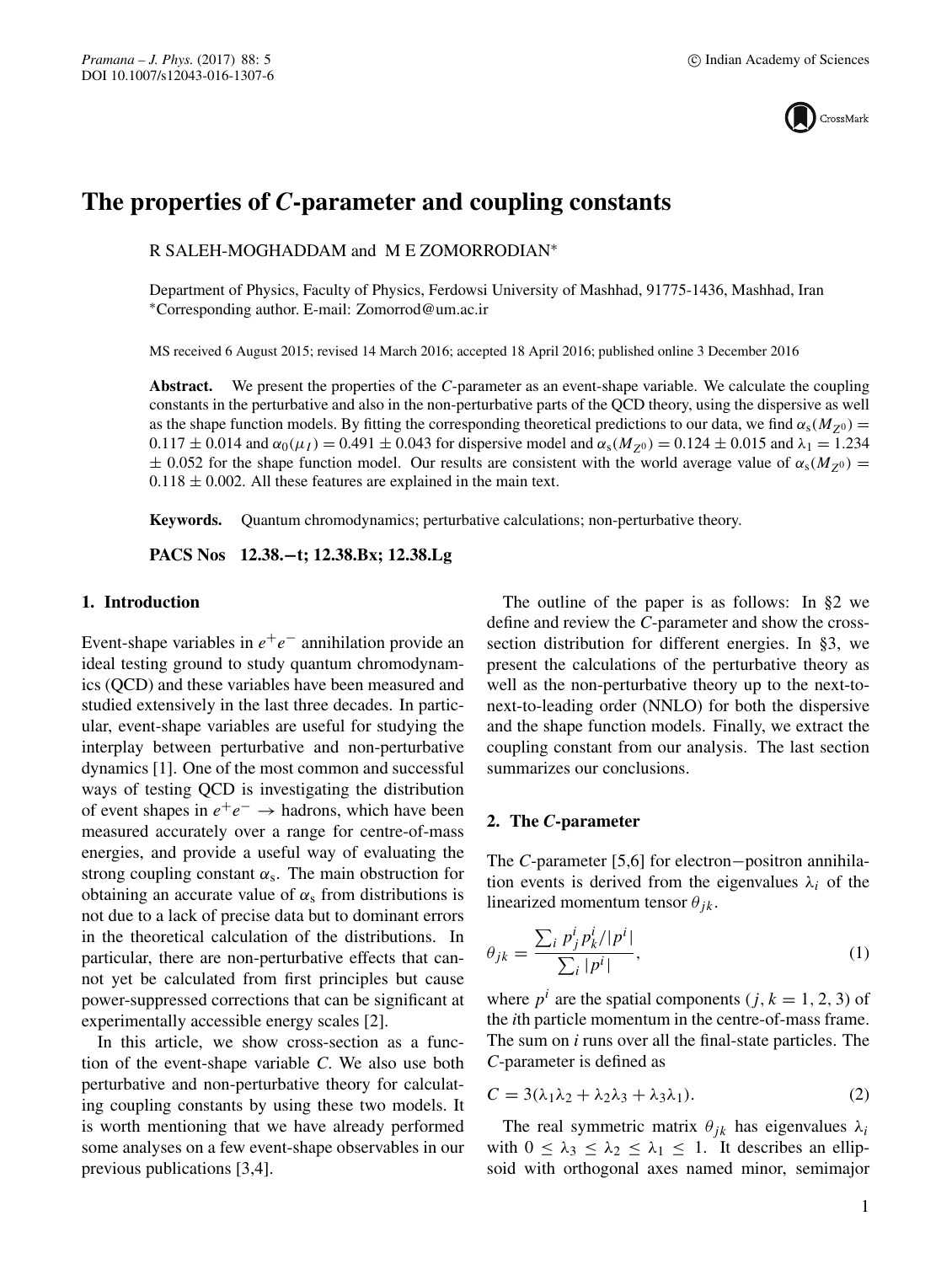# The properties of *C*-parameter and coupling constants

R SALEH-MOGHADDAM and M E ZOMORRODIAN*

Department of Physics, Faculty of Physics, Ferdowsi University of Mashhad, 91775-1436, Mashhad, Iran
*Corresponding author. E-mail: Zomorrod@um.ac.ir

MS received 6 August 2015; revised 14 March 2016; accepted 18 April 2016; published online 3 December 2016

**Abstract.** We present the properties of the *C*-parameter as an event-shape variable. We calculate the coupling constants in the perturbative and also in the non-perturbative parts of the QCD theory, using the dispersive as well as the shape function models. By fitting the corresponding theoretical predictions to our data, we find $\alpha_s(M_{Z^0}) = 0.117 \pm 0.014$ and $\alpha_0(\mu_I) = 0.491 \pm 0.043$ for dispersive model and $\alpha_s(M_{Z^0}) = 0.124 \pm 0.015$ and $\lambda_1 = 1.234 \pm 0.052$ for the shape function model. Our results are consistent with the world average value of $\alpha_s(M_{Z^0}) = 0.118 \pm 0.002$. All these features are explained in the main text.

**Keywords.** Quantum chromodynamics; perturbative calculations; non-perturbative theory.

**PACS Nos** 12.38.−t; 12.38.Bx; 12.38.Lg

## 1. Introduction

Event-shape variables in $e^+e^-$ annihilation provide an ideal testing ground to study quantum chromodynamics (QCD) and these variables have been measured and studied extensively in the last three decades. In particular, event-shape variables are useful for studying the interplay between perturbative and non-perturbative dynamics [1]. One of the most common and successful ways of testing QCD is investigating the distribution of event shapes in $e^+e^- \rightarrow$ hadrons, which have been measured accurately over a range for centre-of-mass energies, and provide a useful way of evaluating the strong coupling constant $\alpha_s$. The main obstruction for obtaining an accurate value of $\alpha_s$ from distributions is not due to a lack of precise data but to dominant errors in the theoretical calculation of the distributions. In particular, there are non-perturbative effects that cannot yet be calculated from first principles but cause power-suppressed corrections that can be significant at experimentally accessible energy scales [2].

In this article, we show cross-section as a function of the event-shape variable *C*. We also use both perturbative and non-perturbative theory for calculating coupling constants by using these two models. It is worth mentioning that we have already performed some analyses on a few event-shape observables in our previous publications [3,4].

The outline of the paper is as follows: In §2 we define and review the *C*-parameter and show the cross-section distribution for different energies. In §3, we present the calculations of the perturbative theory as well as the non-perturbative theory up to the next-to-next-to-leading order (NNLO) for both the dispersive and the shape function models. Finally, we extract the coupling constant from our analysis. The last section summarizes our conclusions.

## 2. The *C*-parameter

The *C*-parameter [5,6] for electron−positron annihilation events is derived from the eigenvalues $\lambda_i$ of the linearized momentum tensor $\theta_{jk}$.

$$\theta_{jk} = \frac{\sum_i p_j^i p_k^i / |p^i|}{\sum_i |p^i|}, \tag{1}$$

where $p^i$ are the spatial components $(j, k = 1, 2, 3)$ of the *i*th particle momentum in the centre-of-mass frame. The sum on *i* runs over all the final-state particles. The *C*-parameter is defined as

$$C = 3(\lambda_1\lambda_2 + \lambda_2\lambda_3 + \lambda_3\lambda_1). \tag{2}$$

The real symmetric matrix $\theta_{jk}$ has eigenvalues $\lambda_i$ with $0 \le \lambda_3 \le \lambda_2 \le \lambda_1 \le 1$. It describes an ellipsoid with orthogonal axes named minor, semimajor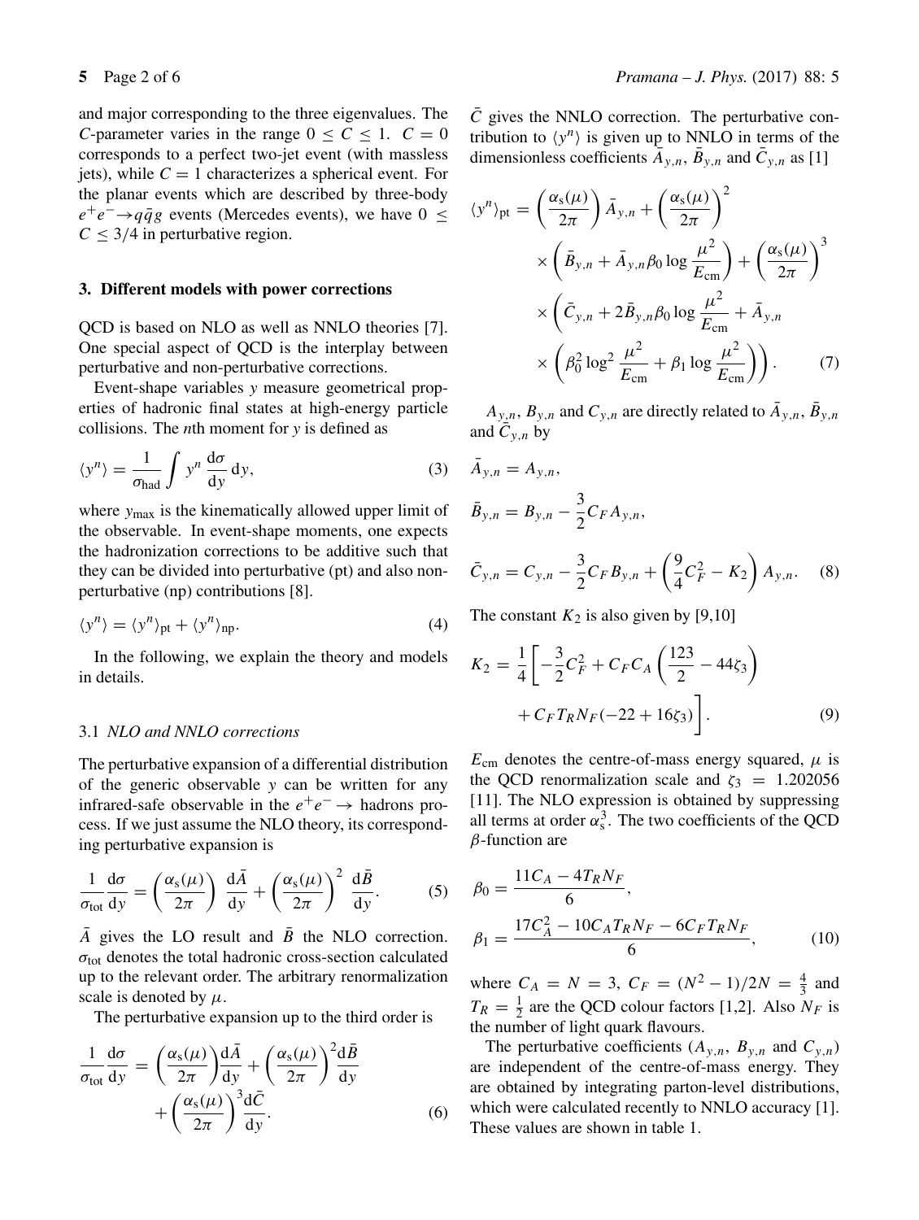and major corresponding to the three eigenvalues. The $C$-parameter varies in the range $0 \leq C \leq 1$. $C = 0$ corresponds to a perfect two-jet event (with massless jets), while $C = 1$ characterizes a spherical event. For the planar events which are described by three-body $e^+e^- \to q\bar{q}g$ events (Mercedes events), we have $0 \leq C \leq 3/4$ in perturbative region.

## 3. Different models with power corrections

QCD is based on NLO as well as NNLO theories [7]. One special aspect of QCD is the interplay between perturbative and non-perturbative corrections.

Event-shape variables $y$ measure geometrical properties of hadronic final states at high-energy particle collisions. The $n$th moment for $y$ is defined as

$$\langle y^n \rangle = \frac{1}{\sigma_{\text{had}}} \int y^n \frac{\mathrm{d}\sigma}{\mathrm{d}y}\, \mathrm{d}y, \tag{3}$$

where $y_{\max}$ is the kinematically allowed upper limit of the observable. In event-shape moments, one expects the hadronization corrections to be additive such that they can be divided into perturbative (pt) and also non-perturbative (np) contributions [8].

$$\langle y^n \rangle = \langle y^n \rangle_{\text{pt}} + \langle y^n \rangle_{\text{np}}. \tag{4}$$

In the following, we explain the theory and models in details.

### 3.1 *NLO and NNLO corrections*

The perturbative expansion of a differential distribution of the generic observable $y$ can be written for any infrared-safe observable in the $e^+e^- \to$ hadrons process. If we just assume the NLO theory, its corresponding perturbative expansion is

$$\frac{1}{\sigma_{\text{tot}}} \frac{\mathrm{d}\sigma}{\mathrm{d}y} = \left(\frac{\alpha_{\text{s}}(\mu)}{2\pi}\right) \frac{\mathrm{d}\bar{A}}{\mathrm{d}y} + \left(\frac{\alpha_{\text{s}}(\mu)}{2\pi}\right)^2 \frac{\mathrm{d}\bar{B}}{\mathrm{d}y}. \tag{5}$$

$\bar{A}$ gives the LO result and $\bar{B}$ the NLO correction. $\sigma_{\text{tot}}$ denotes the total hadronic cross-section calculated up to the relevant order. The arbitrary renormalization scale is denoted by $\mu$.

The perturbative expansion up to the third order is

$$\frac{1}{\sigma_{\text{tot}}} \frac{\mathrm{d}\sigma}{\mathrm{d}y} = \left(\frac{\alpha_{\text{s}}(\mu)}{2\pi}\right) \frac{\mathrm{d}\bar{A}}{\mathrm{d}y} + \left(\frac{\alpha_{\text{s}}(\mu)}{2\pi}\right)^2 \frac{\mathrm{d}\bar{B}}{\mathrm{d}y} + \left(\frac{\alpha_{\text{s}}(\mu)}{2\pi}\right)^3 \frac{\mathrm{d}\bar{C}}{\mathrm{d}y}. \tag{6}$$

$\bar{C}$ gives the NNLO correction. The perturbative contribution to $\langle y^n \rangle$ is given up to NNLO in terms of the dimensionless coefficients $\bar{A}_{y,n}$, $\bar{B}_{y,n}$ and $\bar{C}_{y,n}$ as [1]

$$\begin{aligned}
\langle y^n \rangle_{\text{pt}} = {} & \left(\frac{\alpha_{\text{s}}(\mu)}{2\pi}\right) \bar{A}_{y,n} + \left(\frac{\alpha_{\text{s}}(\mu)}{2\pi}\right)^2 \\
& \times \left(\bar{B}_{y,n} + \bar{A}_{y,n} \beta_0 \log \frac{\mu^2}{E_{\text{cm}}}\right) + \left(\frac{\alpha_{\text{s}}(\mu)}{2\pi}\right)^3 \\
& \times \left(\bar{C}_{y,n} + 2\bar{B}_{y,n} \beta_0 \log \frac{\mu^2}{E_{\text{cm}}} + \bar{A}_{y,n} \right. \\
& \left. \times \left(\beta_0^2 \log^2 \frac{\mu^2}{E_{\text{cm}}} + \beta_1 \log \frac{\mu^2}{E_{\text{cm}}}\right)\right).
\end{aligned} \tag{7}$$

$A_{y,n}$, $B_{y,n}$ and $C_{y,n}$ are directly related to $\bar{A}_{y,n}$, $\bar{B}_{y,n}$ and $\bar{C}_{y,n}$ by

$$\begin{aligned}
\bar{A}_{y,n} &= A_{y,n}, \\
\bar{B}_{y,n} &= B_{y,n} - \frac{3}{2} C_F A_{y,n}, \\
\bar{C}_{y,n} &= C_{y,n} - \frac{3}{2} C_F B_{y,n} + \left(\frac{9}{4} C_F^2 - K_2\right) A_{y,n}.
\end{aligned} \tag{8}$$

The constant $K_2$ is also given by [9,10]

$$K_2 = \frac{1}{4}\left[-\frac{3}{2} C_F^2 + C_F C_A \left(\frac{123}{2} - 44\zeta_3\right) + C_F T_R N_F (-22 + 16\zeta_3)\right]. \tag{9}$$

$E_{\text{cm}}$ denotes the centre-of-mass energy squared, $\mu$ is the QCD renormalization scale and $\zeta_3 = 1.202056$ [11]. The NLO expression is obtained by suppressing all terms at order $\alpha_{\text{s}}^3$. The two coefficients of the QCD $\beta$-function are

$$\begin{aligned}
\beta_0 &= \frac{11 C_A - 4 T_R N_F}{6}, \\
\beta_1 &= \frac{17 C_A^2 - 10 C_A T_R N_F - 6 C_F T_R N_F}{6},
\end{aligned} \tag{10}$$

where $C_A = N = 3$, $C_F = (N^2 - 1)/2N = \frac{4}{3}$ and $T_R = \frac{1}{2}$ are the QCD colour factors [1,2]. Also $N_F$ is the number of light quark flavours.

The perturbative coefficients ($A_{y,n}$, $B_{y,n}$ and $C_{y,n}$) are independent of the centre-of-mass energy. They are obtained by integrating parton-level distributions, which were calculated recently to NNLO accuracy [1]. These values are shown in table 1.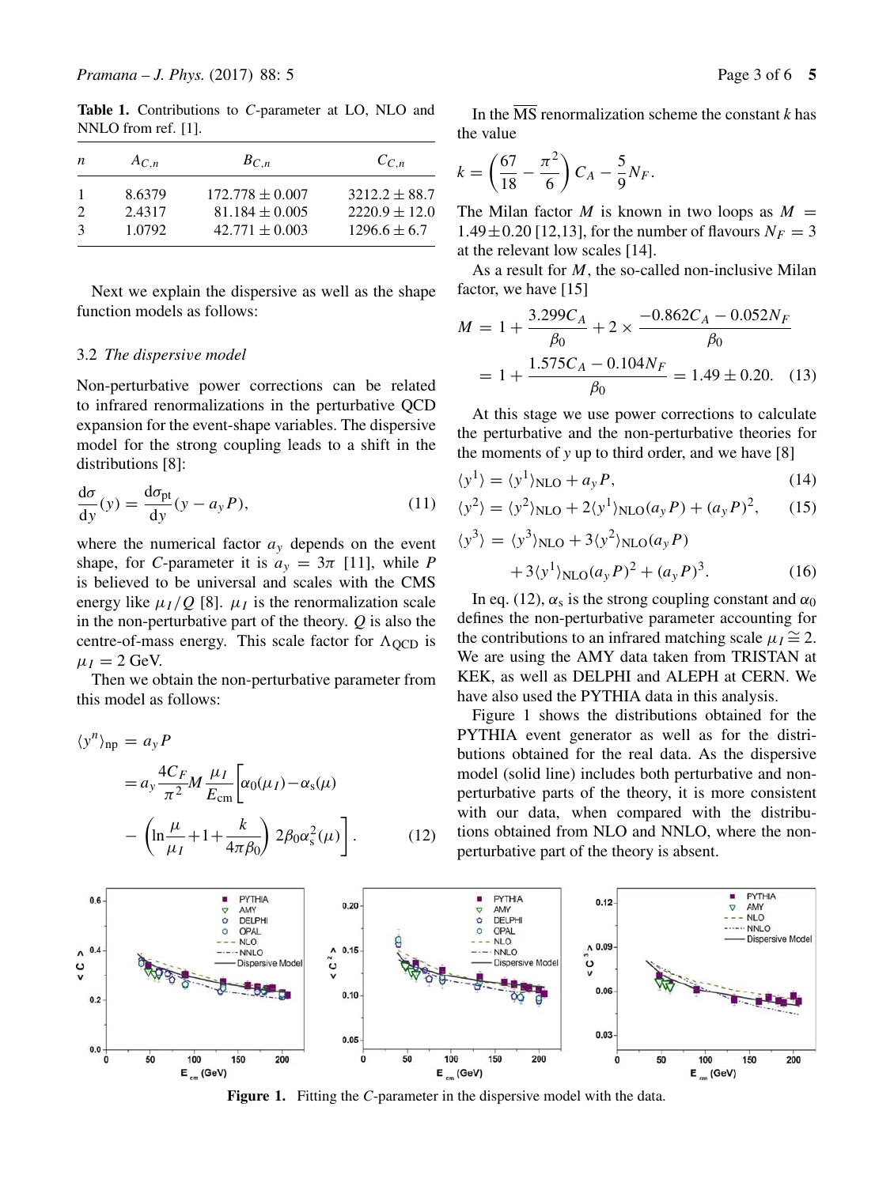**Table 1.** Contributions to $C$-parameter at LO, NLO and NNLO from ref. [1].

| $n$ | $A_{C,n}$ | $B_{C,n}$ | $C_{C,n}$ |
|---|---|---|---|
| 1 | 8.6379 | $172.778 \pm 0.007$ | $3212.2 \pm 88.7$ |
| 2 | 2.4317 | $81.184 \pm 0.005$ | $2220.9 \pm 12.0$ |
| 3 | 1.0792 | $42.771 \pm 0.003$ | $1296.6 \pm 6.7$ |

Next we explain the dispersive as well as the shape function models as follows:

### 3.2 *The dispersive model*

Non-perturbative power corrections can be related to infrared renormalizations in the perturbative QCD expansion for the event-shape variables. The dispersive model for the strong coupling leads to a shift in the distributions [8]:

$$\frac{\mathrm{d}\sigma}{\mathrm{d}y}(y) = \frac{\mathrm{d}\sigma_{\mathrm{pt}}}{\mathrm{d}y}(y - a_y P), \tag{11}$$

where the numerical factor $a_y$ depends on the event shape, for $C$-parameter it is $a_y = 3\pi$ [11], while $P$ is believed to be universal and scales with the CMS energy like $\mu_I/Q$ [8]. $\mu_I$ is the renormalization scale in the non-perturbative part of the theory. $Q$ is also the centre-of-mass energy. This scale factor for $\Lambda_{\mathrm{QCD}}$ is $\mu_I = 2$ GeV.

Then we obtain the non-perturbative parameter from this model as follows:

$$\begin{aligned}\langle y^n \rangle_{\mathrm{np}} &= a_y P \\ &= a_y \frac{4C_F}{\pi^2} M \frac{\mu_I}{E_{\mathrm{cm}}} \bigg[ \alpha_0(\mu_I) - \alpha_{\mathrm{s}}(\mu) \\ &\quad - \left( \ln\frac{\mu}{\mu_I} + 1 + \frac{k}{4\pi\beta_0} \right) 2\beta_0 \alpha_{\mathrm{s}}^2(\mu) \bigg].\end{aligned} \tag{12}$$

In the $\overline{\mathrm{MS}}$ renormalization scheme the constant $k$ has the value

$$k = \left( \frac{67}{18} - \frac{\pi^2}{6} \right) C_A - \frac{5}{9} N_F.$$

The Milan factor $M$ is known in two loops as $M = 1.49 \pm 0.20$ [12,13], for the number of flavours $N_F = 3$ at the relevant low scales [14].

As a result for $M$, the so-called non-inclusive Milan factor, we have [15]

$$\begin{aligned}M &= 1 + \frac{3.299 C_A}{\beta_0} + 2 \times \frac{-0.862 C_A - 0.052 N_F}{\beta_0} \\ &= 1 + \frac{1.575 C_A - 0.104 N_F}{\beta_0} = 1.49 \pm 0.20.\end{aligned} \tag{13}$$

At this stage we use power corrections to calculate the perturbative and the non-perturbative theories for the moments of $y$ up to third order, and we have [8]

$$\langle y^1 \rangle = \langle y^1 \rangle_{\mathrm{NLO}} + a_y P, \tag{14}$$

$$\langle y^2 \rangle = \langle y^2 \rangle_{\mathrm{NLO}} + 2\langle y^1 \rangle_{\mathrm{NLO}} (a_y P) + (a_y P)^2, \tag{15}$$

$$\begin{aligned}\langle y^3 \rangle &= \langle y^3 \rangle_{\mathrm{NLO}} + 3\langle y^2 \rangle_{\mathrm{NLO}} (a_y P) \\ &\quad + 3\langle y^1 \rangle_{\mathrm{NLO}} (a_y P)^2 + (a_y P)^3.\end{aligned} \tag{16}$$

In eq. (12), $\alpha_{\mathrm{s}}$ is the strong coupling constant and $\alpha_0$ defines the non-perturbative parameter accounting for the contributions to an infrared matching scale $\mu_I \cong 2$. We are using the AMY data taken from TRISTAN at KEK, as well as DELPHI and ALEPH at CERN. We have also used the PYTHIA data in this analysis.

Figure 1 shows the distributions obtained for the PYTHIA event generator as well as for the distributions obtained for the real data. As the dispersive model (solid line) includes both perturbative and non-perturbative parts of the theory, it is more consistent with our data, when compared with the distributions obtained from NLO and NNLO, where the non-perturbative part of the theory is absent.

**Figure 1.** Fitting the $C$-parameter in the dispersive model with the data.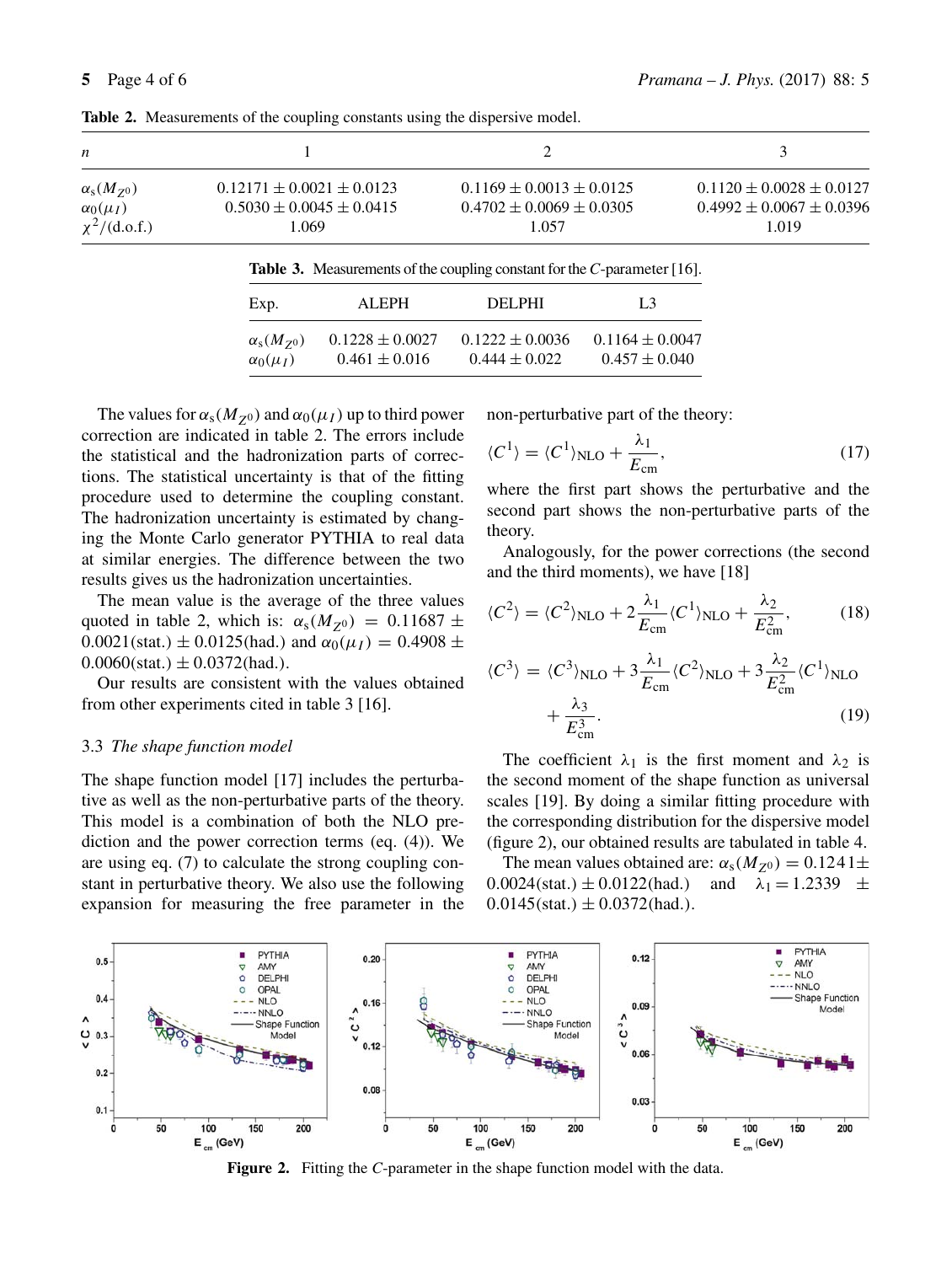**Table 2.** Measurements of the coupling constants using the dispersive model.

| $n$ | 1 | 2 | 3 |
|---|---|---|---|
| $\alpha_s(M_{Z^0})$ | $0.12171 \pm 0.0021 \pm 0.0123$ | $0.1169 \pm 0.0013 \pm 0.0125$ | $0.1120 \pm 0.0028 \pm 0.0127$ |
| $\alpha_0(\mu_I)$ | $0.5030 \pm 0.0045 \pm 0.0415$ | $0.4702 \pm 0.0069 \pm 0.0305$ | $0.4992 \pm 0.0067 \pm 0.0396$ |
| $\chi^2/(\text{d.o.f.})$ | 1.069 | 1.057 | 1.019 |

**Table 3.** Measurements of the coupling constant for the $C$-parameter [16].

| Exp. | ALEPH | DELPHI | L3 |
|---|---|---|---|
| $\alpha_s(M_{Z^0})$ | $0.1228 \pm 0.0027$ | $0.1222 \pm 0.0036$ | $0.1164 \pm 0.0047$ |
| $\alpha_0(\mu_I)$ | $0.461 \pm 0.016$ | $0.444 \pm 0.022$ | $0.457 \pm 0.040$ |

The values for $\alpha_s(M_{Z^0})$ and $\alpha_0(\mu_I)$ up to third power correction are indicated in table 2. The errors include the statistical and the hadronization parts of corrections. The statistical uncertainty is that of the fitting procedure used to determine the coupling constant. The hadronization uncertainty is estimated by changing the Monte Carlo generator PYTHIA to real data at similar energies. The difference between the two results gives us the hadronization uncertainties.

The mean value is the average of the three values quoted in table 2, which is: $\alpha_s(M_{Z^0}) = 0.11687 \pm 0.0021(\text{stat.}) \pm 0.0125(\text{had.})$ and $\alpha_0(\mu_I) = 0.4908 \pm 0.0060(\text{stat.}) \pm 0.0372(\text{had.})$.

Our results are consistent with the values obtained from other experiments cited in table 3 [16].

### 3.3 *The shape function model*

The shape function model [17] includes the perturbative as well as the non-perturbative parts of the theory. This model is a combination of both the NLO prediction and the power correction terms (eq. (4)). We are using eq. (7) to calculate the strong coupling constant in perturbative theory. We also use the following expansion for measuring the free parameter in the non-perturbative part of the theory:

$$\langle C^1 \rangle = \langle C^1 \rangle_{\text{NLO}} + \frac{\lambda_1}{E_{\text{cm}}}, \tag{17}$$

where the first part shows the perturbative and the second part shows the non-perturbative parts of the theory.

Analogously, for the power corrections (the second and the third moments), we have [18]

$$\langle C^2 \rangle = \langle C^2 \rangle_{\text{NLO}} + 2\frac{\lambda_1}{E_{\text{cm}}} \langle C^1 \rangle_{\text{NLO}} + \frac{\lambda_2}{E_{\text{cm}}^2}, \tag{18}$$

$$\langle C^3 \rangle = \langle C^3 \rangle_{\text{NLO}} + 3\frac{\lambda_1}{E_{\text{cm}}} \langle C^2 \rangle_{\text{NLO}} + 3\frac{\lambda_2}{E_{\text{cm}}^2} \langle C^1 \rangle_{\text{NLO}} + \frac{\lambda_3}{E_{\text{cm}}^3}. \tag{19}$$

The coefficient $\lambda_1$ is the first moment and $\lambda_2$ is the second moment of the shape function as universal scales [19]. By doing a similar fitting procedure with the corresponding distribution for the dispersive model (figure 2), our obtained results are tabulated in table 4.

The mean values obtained are: $\alpha_s(M_{Z^0}) = 0.1241 \pm 0.0024(\text{stat.}) \pm 0.0122(\text{had.})$ and $\lambda_1 = 1.2339 \pm 0.0145(\text{stat.}) \pm 0.0372(\text{had.})$.

**Figure 2.** Fitting the $C$-parameter in the shape function model with the data.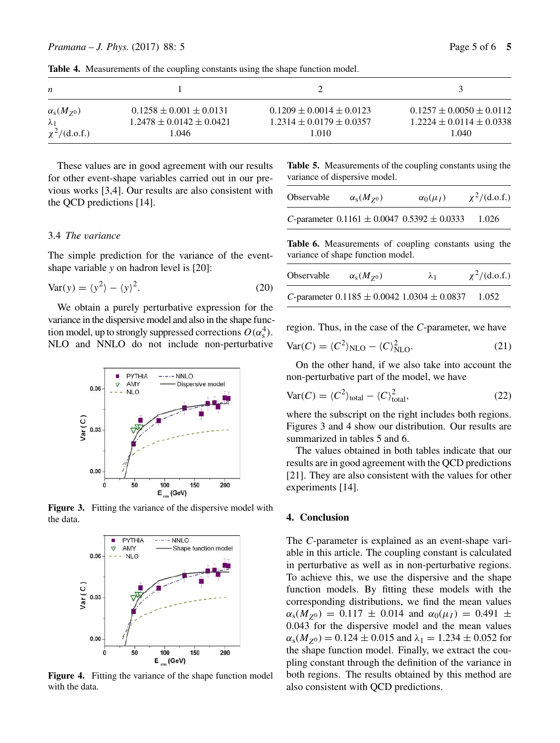**Table 4.** Measurements of the coupling constants using the shape function model.

| $n$ | 1 | 2 | 3 |
|---|---|---|---|
| $\alpha_s(M_{Z^0})$ | $0.1258 \pm 0.001 \pm 0.0131$ | $0.1209 \pm 0.0014 \pm 0.0123$ | $0.1257 \pm 0.0050 \pm 0.0112$ |
| $\lambda_1$ | $1.2478 \pm 0.0142 \pm 0.0421$ | $1.2314 \pm 0.0179 \pm 0.0357$ | $1.2224 \pm 0.0114 \pm 0.0338$ |
| $\chi^2/(\text{d.o.f.})$ | 1.046 | 1.010 | 1.040 |

These values are in good agreement with our results for other event-shape variables carried out in our previous works [3,4]. Our results are also consistent with the QCD predictions [14].

### 3.4 *The variance*

The simple prediction for the variance of the event-shape variable $y$ on hadron level is [20]:

$$\text{Var}(y) = \langle y^2 \rangle - \langle y \rangle^2. \tag{20}$$

We obtain a purely perturbative expression for the variance in the dispersive model and also in the shape function model, up to strongly suppressed corrections $O(\alpha_s^4)$. NLO and NNLO do not include non-perturbative region. Thus, in the case of the $C$-parameter, we have

$$\text{Var}(C) = \langle C^2 \rangle_{\text{NLO}} - \langle C \rangle^2_{\text{NLO}}. \tag{21}$$

On the other hand, if we also take into account the non-perturbative part of the model, we have

$$\text{Var}(C) = \langle C^2 \rangle_{\text{total}} - \langle C \rangle^2_{\text{total}}, \tag{22}$$

where the subscript on the right includes both regions. Figures 3 and 4 show our distribution. Our results are summarized in tables 5 and 6.

The values obtained in both tables indicate that our results are in good agreement with the QCD predictions [21]. They are also consistent with the values for other experiments [14].

**Figure 3.** Fitting the variance of the dispersive model with the data.

**Figure 4.** Fitting the variance of the shape function model with the data.

**Table 5.** Measurements of the coupling constants using the variance of dispersive model.

| Observable | $\alpha_s(M_{Z^0})$ | $\alpha_0(\mu_I)$ | $\chi^2/(\text{d.o.f.})$ |
|---|---|---|---|
| $C$-parameter | $0.1161 \pm 0.0047$ | $0.5392 \pm 0.0333$ | 1.026 |

**Table 6.** Measurements of coupling constants using the variance of shape function model.

| Observable | $\alpha_s(M_{Z^0})$ | $\lambda_1$ | $\chi^2/(\text{d.o.f.})$ |
|---|---|---|---|
| $C$-parameter | $0.1185 \pm 0.0042$ | $1.0304 \pm 0.0837$ | 1.052 |

## 4. Conclusion

The $C$-parameter is explained as an event-shape variable in this article. The coupling constant is calculated in perturbative as well as in non-perturbative regions. To achieve this, we use the dispersive and the shape function models. By fitting these models with the corresponding distributions, we find the mean values $\alpha_s(M_{Z^0}) = 0.117 \pm 0.014$ and $\alpha_0(\mu_I) = 0.491 \pm 0.043$ for the dispersive model and the mean values $\alpha_s(M_{Z^0}) = 0.124 \pm 0.015$ and $\lambda_1 = 1.234 \pm 0.052$ for the shape function model. Finally, we extract the coupling constant through the definition of the variance in both regions. The results obtained by this method are also consistent with QCD predictions.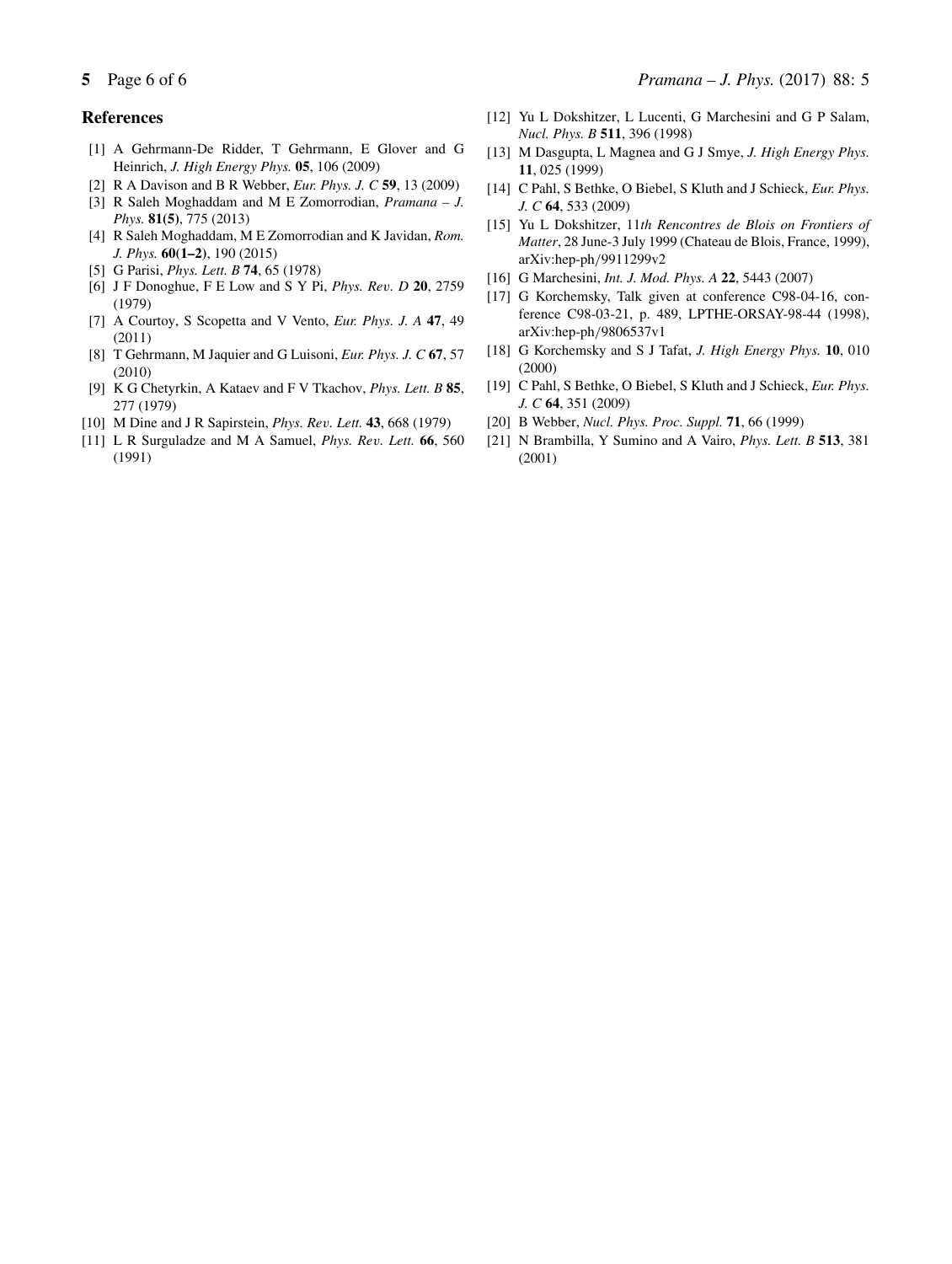## References

[1] A Gehrmann-De Ridder, T Gehrmann, E Glover and G Heinrich, *J. High Energy Phys.* **05**, 106 (2009)

[2] R A Davison and B R Webber, *Eur. Phys. J. C* **59**, 13 (2009)

[3] R Saleh Moghaddam and M E Zomorrodian, *Pramana – J. Phys.* **81(5)**, 775 (2013)

[4] R Saleh Moghaddam, M E Zomorrodian and K Javidan, *Rom. J. Phys.* **60(1–2)**, 190 (2015)

[5] G Parisi, *Phys. Lett. B* **74**, 65 (1978)

[6] J F Donoghue, F E Low and S Y Pi, *Phys. Rev. D* **20**, 2759 (1979)

[7] A Courtoy, S Scopetta and V Vento, *Eur. Phys. J. A* **47**, 49 (2011)

[8] T Gehrmann, M Jaquier and G Luisoni, *Eur. Phys. J. C* **67**, 57 (2010)

[9] K G Chetyrkin, A Kataev and F V Tkachov, *Phys. Lett. B* **85**, 277 (1979)

[10] M Dine and J R Sapirstein, *Phys. Rev. Lett.* **43**, 668 (1979)

[11] L R Surguladze and M A Samuel, *Phys. Rev. Lett.* **66**, 560 (1991)

[12] Yu L Dokshitzer, L Lucenti, G Marchesini and G P Salam, *Nucl. Phys. B* **511**, 396 (1998)

[13] M Dasgupta, L Magnea and G J Smye, *J. High Energy Phys.* **11**, 025 (1999)

[14] C Pahl, S Bethke, O Biebel, S Kluth and J Schieck, *Eur. Phys. J. C* **64**, 533 (2009)

[15] Yu L Dokshitzer, 11*th Rencontres de Blois on Frontiers of Matter*, 28 June-3 July 1999 (Chateau de Blois, France, 1999), arXiv:hep-ph/9911299v2

[16] G Marchesini, *Int. J. Mod. Phys. A* **22**, 5443 (2007)

[17] G Korchemsky, Talk given at conference C98-04-16, conference C98-03-21, p. 489, LPTHE-ORSAY-98-44 (1998), arXiv:hep-ph/9806537v1

[18] G Korchemsky and S J Tafat, *J. High Energy Phys.* **10**, 010 (2000)

[19] C Pahl, S Bethke, O Biebel, S Kluth and J Schieck, *Eur. Phys. J. C* **64**, 351 (2009)

[20] B Webber, *Nucl. Phys. Proc. Suppl.* **71**, 66 (1999)

[21] N Brambilla, Y Sumino and A Vairo, *Phys. Lett. B* **513**, 381 (2001)